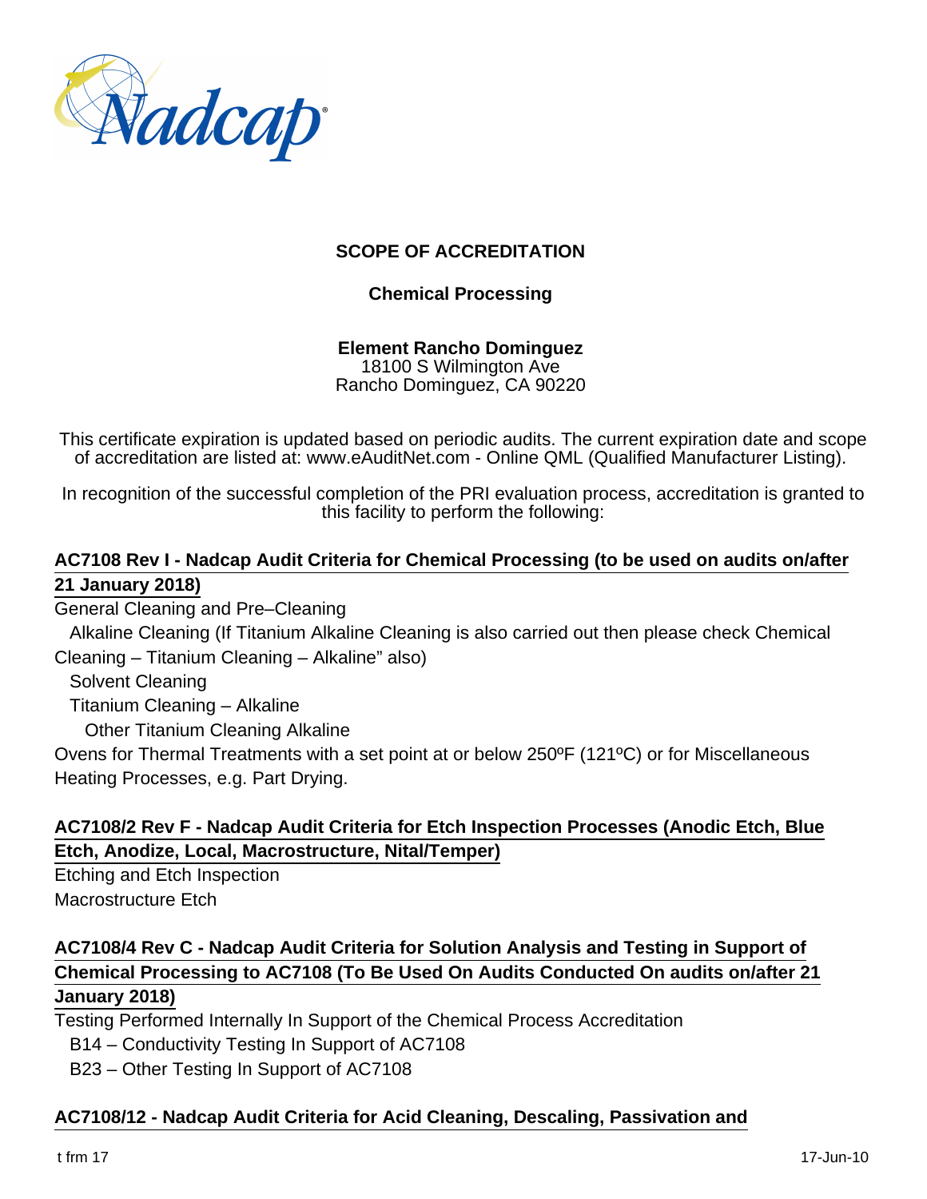## SCOPE OF ACCREDITATION

### Chemical Processing

**Element Rancho Dominguez**
18100 S Wilmington Ave
Rancho Dominguez, CA 90220

This certificate expiration is updated based on periodic audits. The current expiration date and scope of accreditation are listed at: www.eAuditNet.com - Online QML (Qualified Manufacturer Listing).

In recognition of the successful completion of the PRI evaluation process, accreditation is granted to this facility to perform the following:

**AC7108 Rev I - Nadcap Audit Criteria for Chemical Processing (to be used on audits on/after 21 January 2018)**

General Cleaning and Pre–Cleaning
- Alkaline Cleaning (If Titanium Alkaline Cleaning is also carried out then please check Chemical Cleaning – Titanium Cleaning – Alkaline" also)
- Solvent Cleaning
- Titanium Cleaning – Alkaline
  - Other Titanium Cleaning Alkaline

Ovens for Thermal Treatments with a set point at or below 250ºF (121ºC) or for Miscellaneous Heating Processes, e.g. Part Drying.

**AC7108/2 Rev F - Nadcap Audit Criteria for Etch Inspection Processes (Anodic Etch, Blue Etch, Anodize, Local, Macrostructure, Nital/Temper)**

Etching and Etch Inspection
Macrostructure Etch

**AC7108/4 Rev C - Nadcap Audit Criteria for Solution Analysis and Testing in Support of Chemical Processing to AC7108 (To Be Used On Audits Conducted On audits on/after 21 January 2018)**

Testing Performed Internally In Support of the Chemical Process Accreditation
- B14 – Conductivity Testing In Support of AC7108
- B23 – Other Testing In Support of AC7108

**AC7108/12 - Nadcap Audit Criteria for Acid Cleaning, Descaling, Passivation and**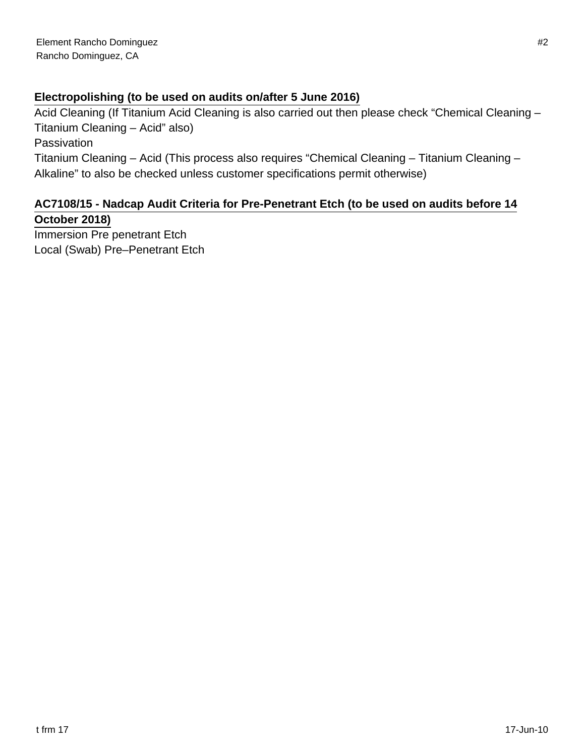**Electropolishing (to be used on audits on/after 5 June 2016)**

Acid Cleaning (If Titanium Acid Cleaning is also carried out then please check “Chemical Cleaning – Titanium Cleaning – Acid” also)

Passivation

Titanium Cleaning – Acid (This process also requires “Chemical Cleaning – Titanium Cleaning – Alkaline” to also be checked unless customer specifications permit otherwise)

**AC7108/15 - Nadcap Audit Criteria for Pre-Penetrant Etch (to be used on audits before 14 October 2018)**

Immersion Pre penetrant Etch

Local (Swab) Pre–Penetrant Etch